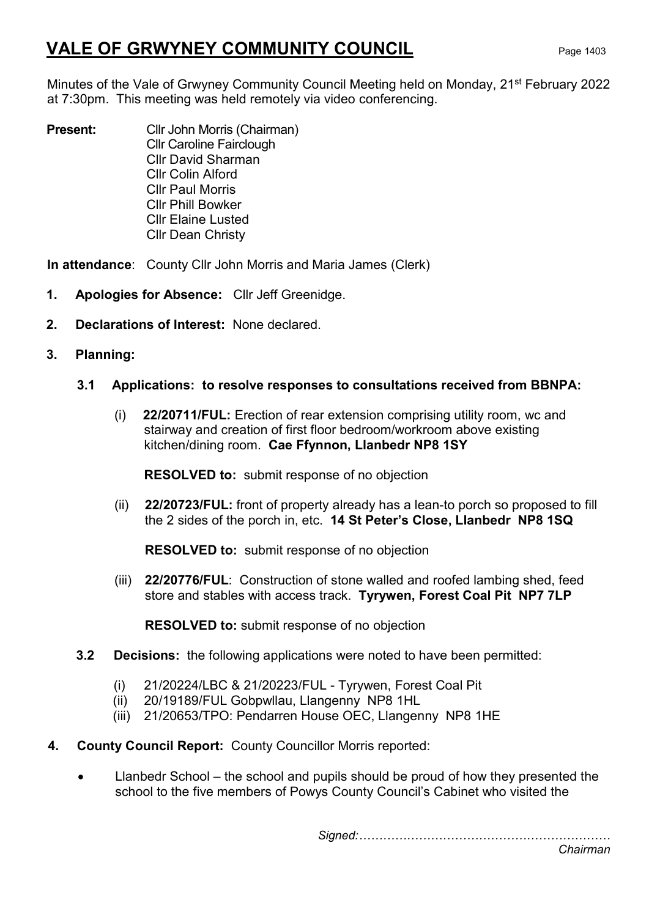# VALE OF GRWYNEY COMMUNITY COUNCIL

Minutes of the Vale of Grwyney Community Council Meeting held on Monday, 21st February 2022 at 7:30pm. This meeting was held remotely via video conferencing.

**Present:** Cllr John Morris (Chairman)
Cllr Caroline Fairclough
Cllr David Sharman
Cllr Colin Alford
Cllr Paul Morris
Cllr Phill Bowker
Cllr Elaine Lusted
Cllr Dean Christy

**In attendance**: County Cllr John Morris and Maria James (Clerk)

**1. Apologies for Absence:** Cllr Jeff Greenidge.

**2. Declarations of Interest:** None declared.

**3. Planning:**

**3.1 Applications: to resolve responses to consultations received from BBNPA:**

(i) **22/20711/FUL:** Erection of rear extension comprising utility room, wc and stairway and creation of first floor bedroom/workroom above existing kitchen/dining room. **Cae Ffynnon, Llanbedr NP8 1SY**

**RESOLVED to:** submit response of no objection

(ii) **22/20723/FUL:** front of property already has a lean-to porch so proposed to fill the 2 sides of the porch in, etc. **14 St Peter's Close, Llanbedr NP8 1SQ**

**RESOLVED to:** submit response of no objection

(iii) **22/20776/FUL**: Construction of stone walled and roofed lambing shed, feed store and stables with access track. **Tyrywen, Forest Coal Pit NP7 7LP**

**RESOLVED to:** submit response of no objection

**3.2 Decisions:** the following applications were noted to have been permitted:

(i) 21/20224/LBC & 21/20223/FUL - Tyrywen, Forest Coal Pit
(ii) 20/19189/FUL Gobpwllau, Llangenny NP8 1HL
(iii) 21/20653/TPO: Pendarren House OEC, Llangenny NP8 1HE

**4. County Council Report:** County Councillor Morris reported:

- Llanbedr School – the school and pupils should be proud of how they presented the school to the five members of Powys County Council's Cabinet who visited the

*Signed:………………………………………………………*
*Chairman*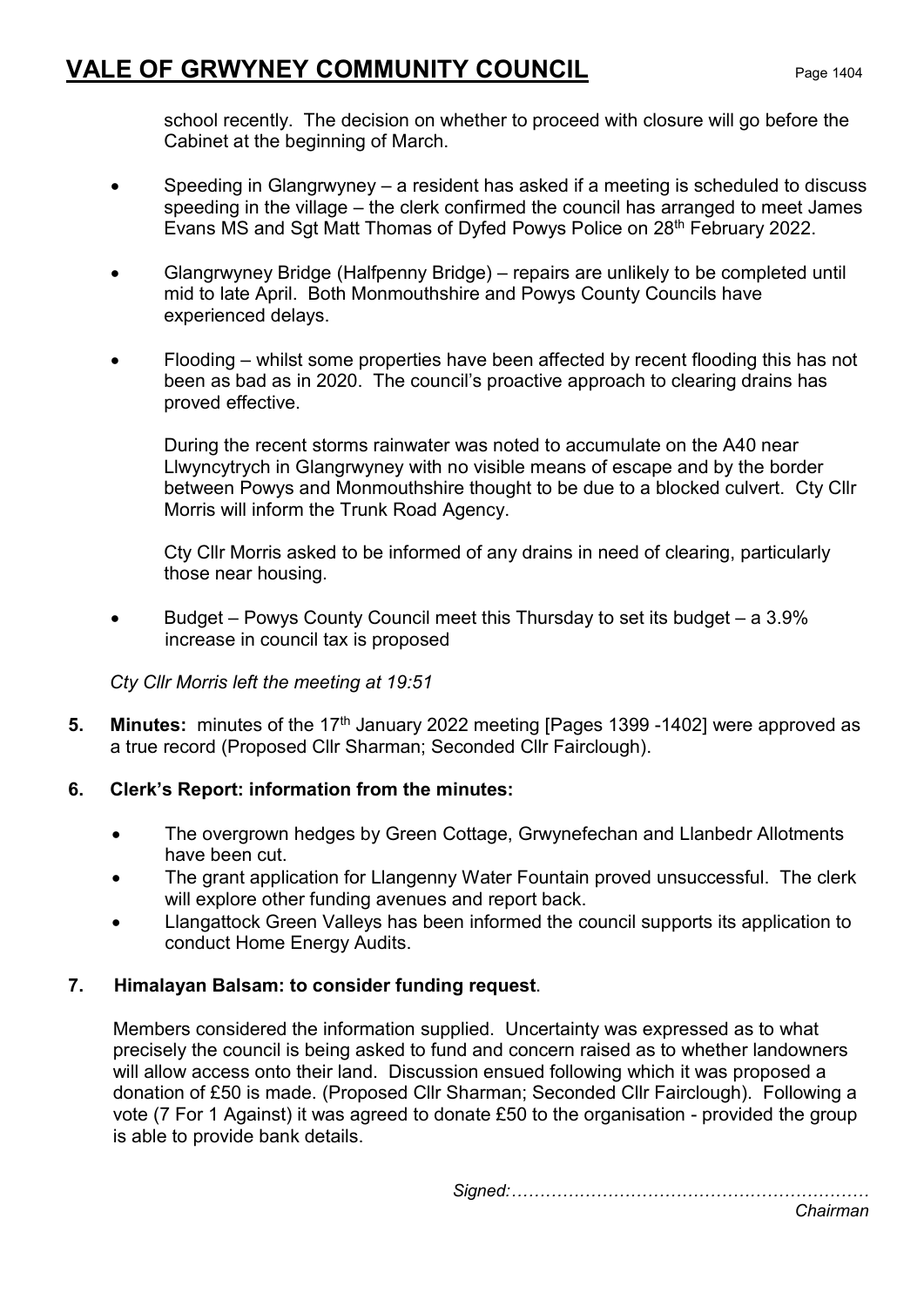school recently. The decision on whether to proceed with closure will go before the Cabinet at the beginning of March.

- Speeding in Glangrwyney – a resident has asked if a meeting is scheduled to discuss speeding in the village – the clerk confirmed the council has arranged to meet James Evans MS and Sgt Matt Thomas of Dyfed Powys Police on 28th February 2022.
- Glangrwyney Bridge (Halfpenny Bridge) – repairs are unlikely to be completed until mid to late April. Both Monmouthshire and Powys County Councils have experienced delays.
- Flooding – whilst some properties have been affected by recent flooding this has not been as bad as in 2020. The council's proactive approach to clearing drains has proved effective.

  During the recent storms rainwater was noted to accumulate on the A40 near Llwyncytrych in Glangrwyney with no visible means of escape and by the border between Powys and Monmouthshire thought to be due to a blocked culvert. Cty Cllr Morris will inform the Trunk Road Agency.

  Cty Cllr Morris asked to be informed of any drains in need of clearing, particularly those near housing.

- Budget – Powys County Council meet this Thursday to set its budget – a 3.9% increase in council tax is proposed

*Cty Cllr Morris left the meeting at 19:51*

**5. Minutes:** minutes of the 17th January 2022 meeting [Pages 1399 -1402] were approved as a true record (Proposed Cllr Sharman; Seconded Cllr Fairclough).

**6. Clerk's Report: information from the minutes:**

- The overgrown hedges by Green Cottage, Grwynefechan and Llanbedr Allotments have been cut.
- The grant application for Llangenny Water Fountain proved unsuccessful. The clerk will explore other funding avenues and report back.
- Llangattock Green Valleys has been informed the council supports its application to conduct Home Energy Audits.

**7. Himalayan Balsam: to consider funding request**.

Members considered the information supplied. Uncertainty was expressed as to what precisely the council is being asked to fund and concern raised as to whether landowners will allow access onto their land. Discussion ensued following which it was proposed a donation of £50 is made. (Proposed Cllr Sharman; Seconded Cllr Fairclough). Following a vote (7 For 1 Against) it was agreed to donate £50 to the organisation - provided the group is able to provide bank details.

*Signed:………………………………………………………*
*Chairman*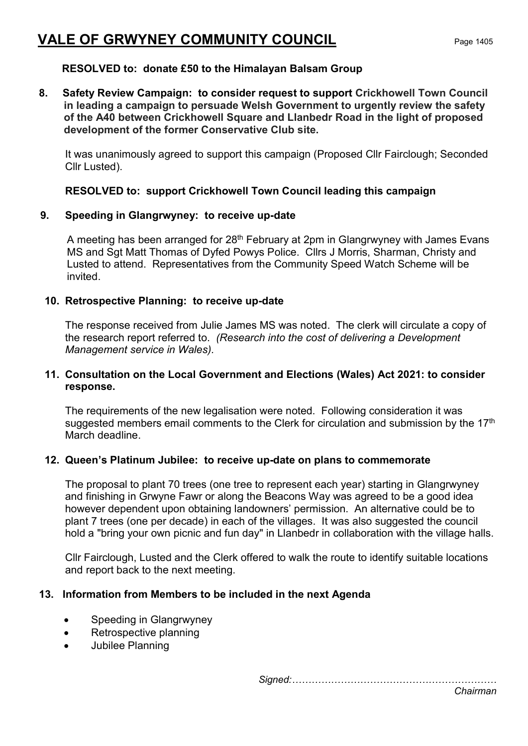# VALE OF GRWYNEY COMMUNITY COUNCIL

**RESOLVED to: donate £50 to the Himalayan Balsam Group**

**8. Safety Review Campaign: to consider request to support Crickhowell Town Council in leading a campaign to persuade Welsh Government to urgently review the safety of the A40 between Crickhowell Square and Llanbedr Road in the light of proposed development of the former Conservative Club site.**

It was unanimously agreed to support this campaign (Proposed Cllr Fairclough; Seconded Cllr Lusted).

**RESOLVED to: support Crickhowell Town Council leading this campaign**

**9. Speeding in Glangrwyney: to receive up-date**

A meeting has been arranged for 28th February at 2pm in Glangrwyney with James Evans MS and Sgt Matt Thomas of Dyfed Powys Police. Cllrs J Morris, Sharman, Christy and Lusted to attend. Representatives from the Community Speed Watch Scheme will be invited.

**10. Retrospective Planning: to receive up-date**

The response received from Julie James MS was noted. The clerk will circulate a copy of the research report referred to. *(Research into the cost of delivering a Development Management service in Wales).*

**11. Consultation on the Local Government and Elections (Wales) Act 2021: to consider response.**

The requirements of the new legalisation were noted. Following consideration it was suggested members email comments to the Clerk for circulation and submission by the 17th March deadline.

**12. Queen's Platinum Jubilee: to receive up-date on plans to commemorate**

The proposal to plant 70 trees (one tree to represent each year) starting in Glangrwyney and finishing in Grwyne Fawr or along the Beacons Way was agreed to be a good idea however dependent upon obtaining landowners' permission. An alternative could be to plant 7 trees (one per decade) in each of the villages. It was also suggested the council hold a "bring your own picnic and fun day" in Llanbedr in collaboration with the village halls.

Cllr Fairclough, Lusted and the Clerk offered to walk the route to identify suitable locations and report back to the next meeting.

**13. Information from Members to be included in the next Agenda**

- Speeding in Glangrwyney
- Retrospective planning
- Jubilee Planning

*Signed:…………………………………………………………*
*Chairman*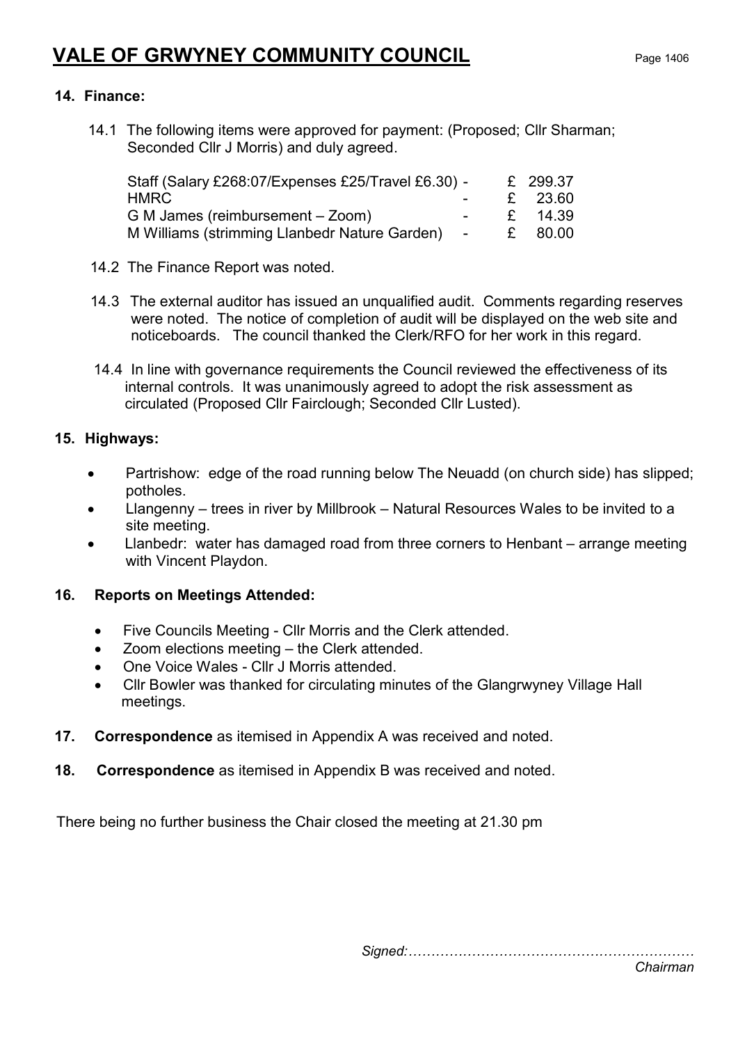# VALE OF GRWYNEY COMMUNITY COUNCIL

## 14. Finance:

14.1 The following items were approved for payment: (Proposed; Cllr Sharman; Seconded Cllr J Morris) and duly agreed.

| | | |
|---|---|---|
| Staff (Salary £268:07/Expenses £25/Travel £6.30) | - | £ 299.37 |
| HMRC | - | £ 23.60 |
| G M James (reimbursement – Zoom) | - | £ 14.39 |
| M Williams (strimming Llanbedr Nature Garden) | - | £ 80.00 |

14.2 The Finance Report was noted.

14.3 The external auditor has issued an unqualified audit. Comments regarding reserves were noted. The notice of completion of audit will be displayed on the web site and noticeboards. The council thanked the Clerk/RFO for her work in this regard.

14.4 In line with governance requirements the Council reviewed the effectiveness of its internal controls. It was unanimously agreed to adopt the risk assessment as circulated (Proposed Cllr Fairclough; Seconded Cllr Lusted).

## 15. Highways:

- Partrishow: edge of the road running below The Neuadd (on church side) has slipped; potholes.
- Llangenny – trees in river by Millbrook – Natural Resources Wales to be invited to a site meeting.
- Llanbedr: water has damaged road from three corners to Henbant – arrange meeting with Vincent Playdon.

## 16. Reports on Meetings Attended:

- Five Councils Meeting - Cllr Morris and the Clerk attended.
- Zoom elections meeting – the Clerk attended.
- One Voice Wales - Cllr J Morris attended.
- Cllr Bowler was thanked for circulating minutes of the Glangrwyney Village Hall meetings.

**17. Correspondence** as itemised in Appendix A was received and noted.

**18. Correspondence** as itemised in Appendix B was received and noted.

There being no further business the Chair closed the meeting at 21.30 pm

*Signed:……………………………………………………*
*Chairman*